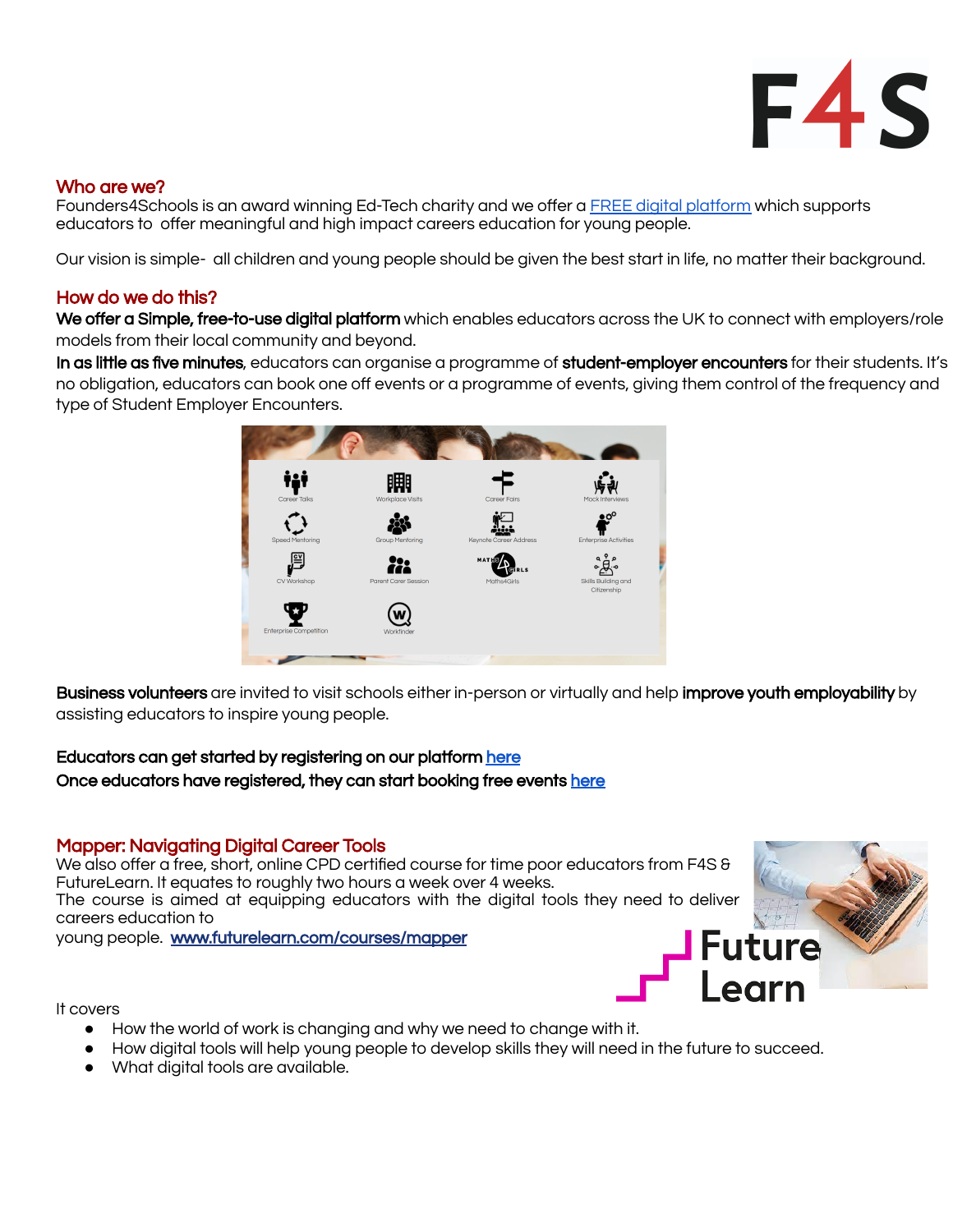F4S

## Who are we?

Founders4Schools is an award winning Ed-Tech charity and we offer a FREE digital platform which supports educators to offer meaningful and high impact careers education for young people.

Our vision is simple- all children and young people should be given the best start in life, no matter their background.

## How do we do this?

**We offer a Simple, free-to-use digital platform** which enables educators across the UK to connect with employers/role models from their local community and beyond.
**In as little as five minutes**, educators can organise a programme of **student-employer encounters** for their students. It's no obligation, educators can book one off events or a programme of events, giving them control of the frequency and type of Student Employer Encounters.

Career Talks, Workplace Visits, Career Fairs, Mock Interviews, Speed Mentoring, Group Mentoring, Keynote Career Address, Enterprise Activities, CV Workshop, Parent Carer Session, Maths4Girls, Skills Building and Citizenship, Enterprise Competition, Workfinder

**Business volunteers** are invited to visit schools either in-person or virtually and help **improve youth employability** by assisting educators to inspire young people.

**Educators can get started by registering on our platform** here
**Once educators have registered, they can start booking free events** here

## Mapper: Navigating Digital Career Tools

We also offer a free, short, online CPD certified course for time poor educators from F4S & FutureLearn. It equates to roughly two hours a week over 4 weeks.
The course is aimed at equipping educators with the digital tools they need to deliver careers education to young people. www.futurelearn.com/courses/mapper

Future Learn

It covers

- How the world of work is changing and why we need to change with it.
- How digital tools will help young people to develop skills they will need in the future to succeed.
- What digital tools are available.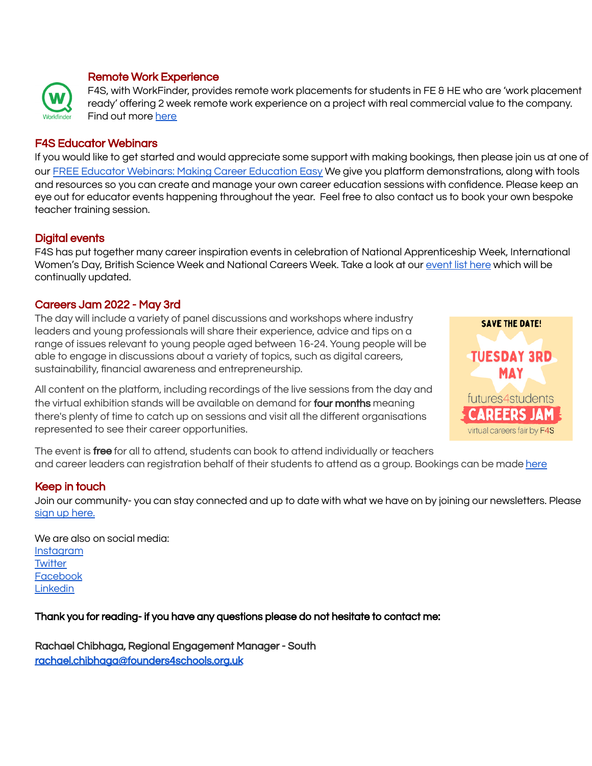### Remote Work Experience

F4S, with WorkFinder, provides remote work placements for students in FE & HE who are 'work placement ready' offering 2 week remote work experience on a project with real commercial value to the company. Find out more here

### F4S Educator Webinars

If you would like to get started and would appreciate some support with making bookings, then please join us at one of our FREE Educator Webinars: Making Career Education Easy We give you platform demonstrations, along with tools and resources so you can create and manage your own career education sessions with confidence. Please keep an eye out for educator events happening throughout the year. Feel free to also contact us to book your own bespoke teacher training session.

### Digital events

F4S has put together many career inspiration events in celebration of National Apprenticeship Week, International Women's Day, British Science Week and National Careers Week. Take a look at our event list here which will be continually updated.

### Careers Jam 2022 - May 3rd

The day will include a variety of panel discussions and workshops where industry leaders and young professionals will share their experience, advice and tips on a range of issues relevant to young people aged between 16-24. Young people will be able to engage in discussions about a variety of topics, such as digital careers, sustainability, financial awareness and entrepreneurship.

All content on the platform, including recordings of the live sessions from the day and the virtual exhibition stands will be available on demand for **four months** meaning there's plenty of time to catch up on sessions and visit all the different organisations represented to see their career opportunities.

SAVE THE DATE!
TUESDAY 3RD MAY
futures4students
CAREERS JAM
virtual careers fair by F4S

The event is **free** for all to attend, students can book to attend individually or teachers and career leaders can registration behalf of their students to attend as a group. Bookings can be made here

### Keep in touch

Join our community- you can stay connected and up to date with what we have on by joining our newsletters. Please sign up here.

We are also on social media:
Instagram
Twitter
Facebook
Linkedin

**Thank you for reading- if you have any questions please do not hesitate to contact me:**

**Rachael Chibhaga, Regional Engagement Manager - South**
**rachael.chibhaga@founders4schools.org.uk**